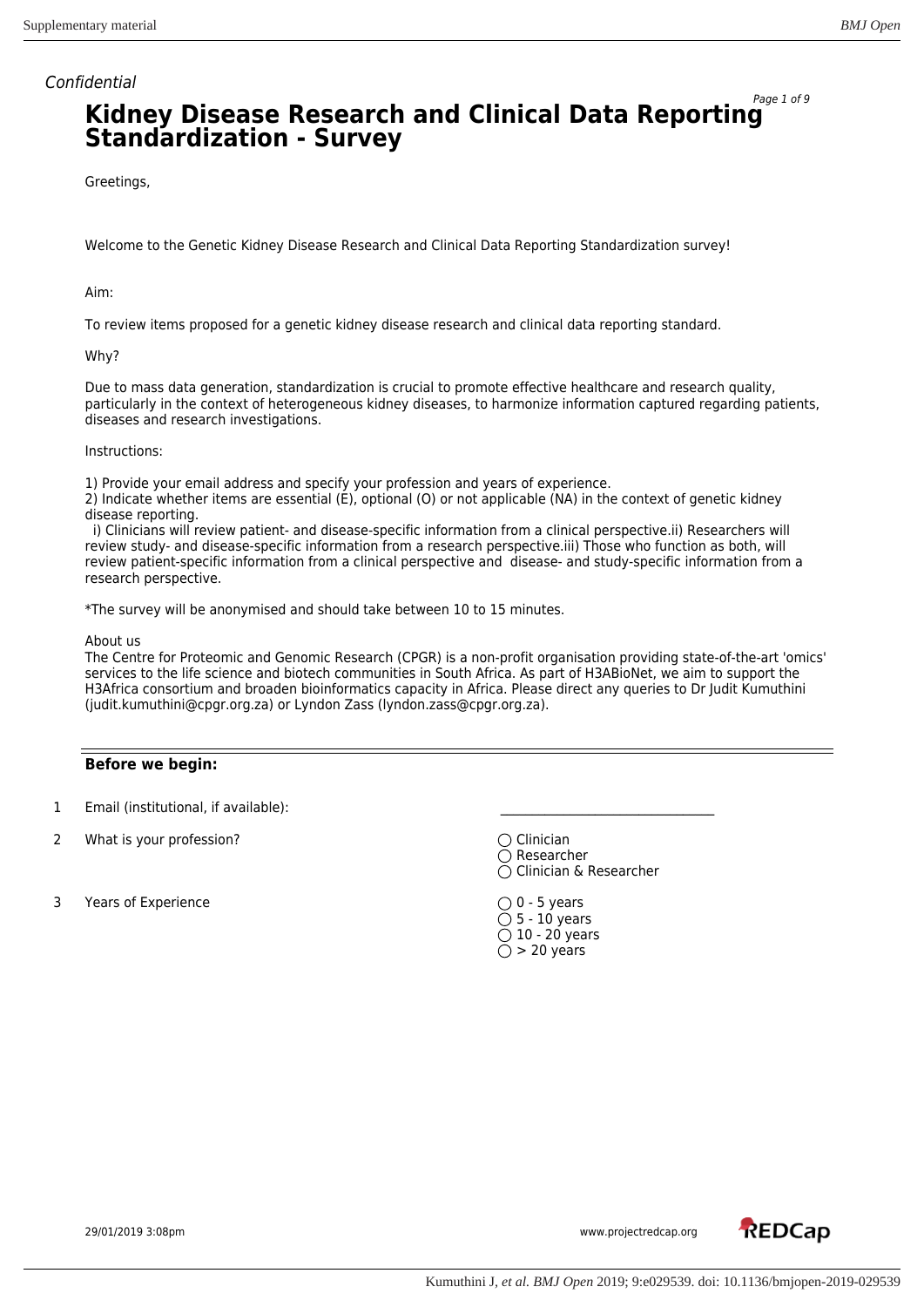*Confidential*

# Kidney Disease Research and Clinical Data Reporting Standardization - Survey

Greetings,

Welcome to the Genetic Kidney Disease Research and Clinical Data Reporting Standardization survey!

Aim:

To review items proposed for a genetic kidney disease research and clinical data reporting standard.

Why?

Due to mass data generation, standardization is crucial to promote effective healthcare and research quality, particularly in the context of heterogeneous kidney diseases, to harmonize information captured regarding patients, diseases and research investigations.

Instructions:

1) Provide your email address and specify your profession and years of experience.
2) Indicate whether items are essential (E), optional (O) or not applicable (NA) in the context of genetic kidney disease reporting.
  i) Clinicians will review patient- and disease-specific information from a clinical perspective.ii) Researchers will review study- and disease-specific information from a research perspective.iii) Those who function as both, will review patient-specific information from a clinical perspective and  disease- and study-specific information from a research perspective.

*The survey will be anonymised and should take between 10 to 15 minutes.

About us
The Centre for Proteomic and Genomic Research (CPGR) is a non-profit organisation providing state-of-the-art 'omics' services to the life science and biotech communities in South Africa. As part of H3ABioNet, we aim to support the H3Africa consortium and broaden bioinformatics capacity in Africa. Please direct any queries to Dr Judit Kumuthini (judit.kumuthini@cpgr.org.za) or Lyndon Zass (lyndon.zass@cpgr.org.za).

## Before we begin:

1 Email (institutional, if available): ________________________________

2 What is your profession?
- ◯ Clinician
- ◯ Researcher
- ◯ Clinician & Researcher

3 Years of Experience
- ◯ 0 - 5 years
- ◯ 5 - 10 years
- ◯ 10 - 20 years
- ◯ > 20 years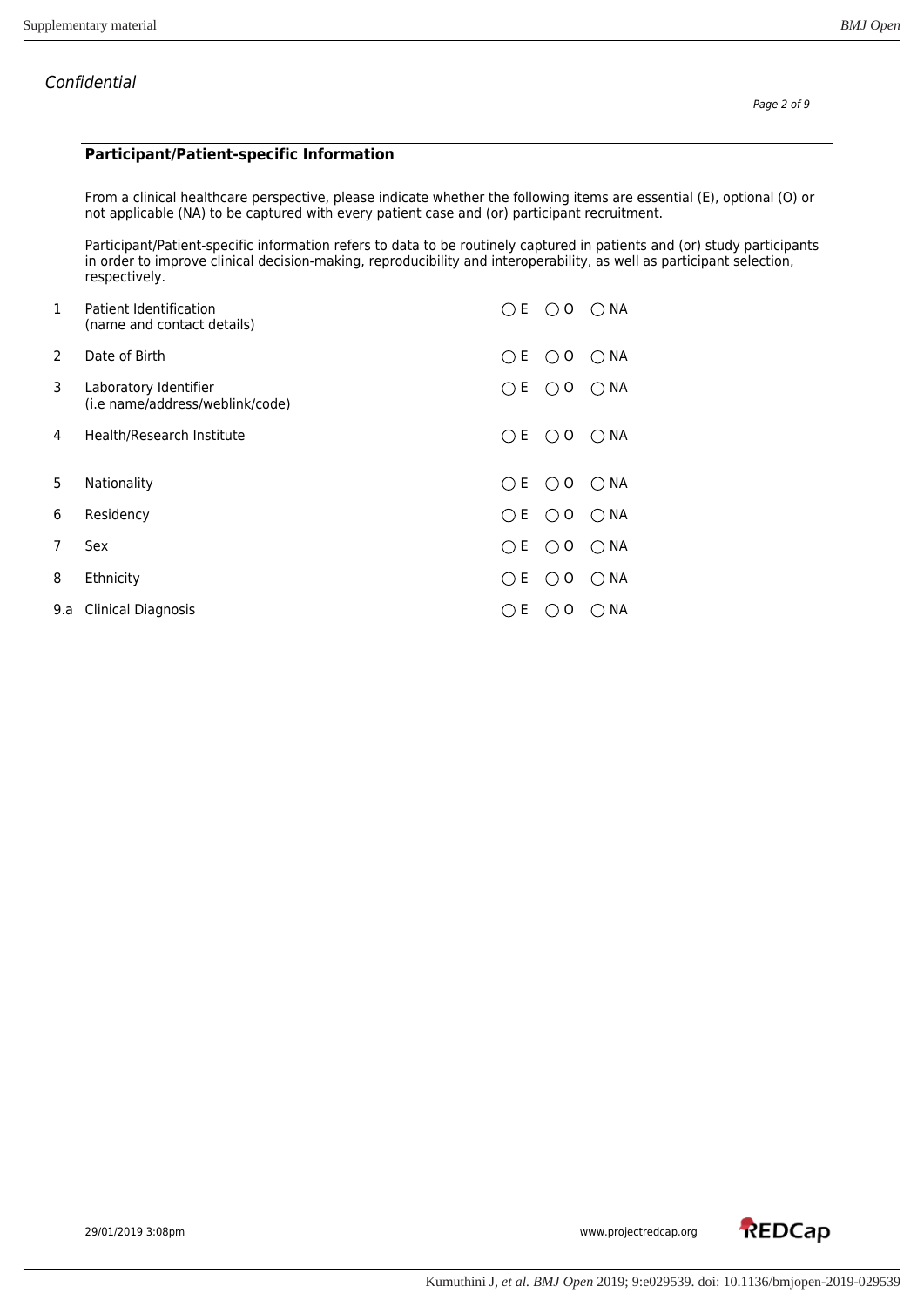*Confidential*

## Participant/Patient-specific Information

From a clinical healthcare perspective, please indicate whether the following items are essential (E), optional (O) or not applicable (NA) to be captured with every patient case and (or) participant recruitment.

Participant/Patient-specific information refers to data to be routinely captured in patients and (or) study participants in order to improve clinical decision-making, reproducibility and interoperability, as well as participant selection, respectively.

| | Item | | | |
|---|---|---|---|---|
| 1 | Patient Identification (name and contact details) | ◯ E | ◯ O | ◯ NA |
| 2 | Date of Birth | ◯ E | ◯ O | ◯ NA |
| 3 | Laboratory Identifier (i.e name/address/weblink/code) | ◯ E | ◯ O | ◯ NA |
| 4 | Health/Research Institute | ◯ E | ◯ O | ◯ NA |
| 5 | Nationality | ◯ E | ◯ O | ◯ NA |
| 6 | Residency | ◯ E | ◯ O | ◯ NA |
| 7 | Sex | ◯ E | ◯ O | ◯ NA |
| 8 | Ethnicity | ◯ E | ◯ O | ◯ NA |
| 9.a | Clinical Diagnosis | ◯ E | ◯ O | ◯ NA |

29/01/2019 3:08pm www.projectredcap.org REDCap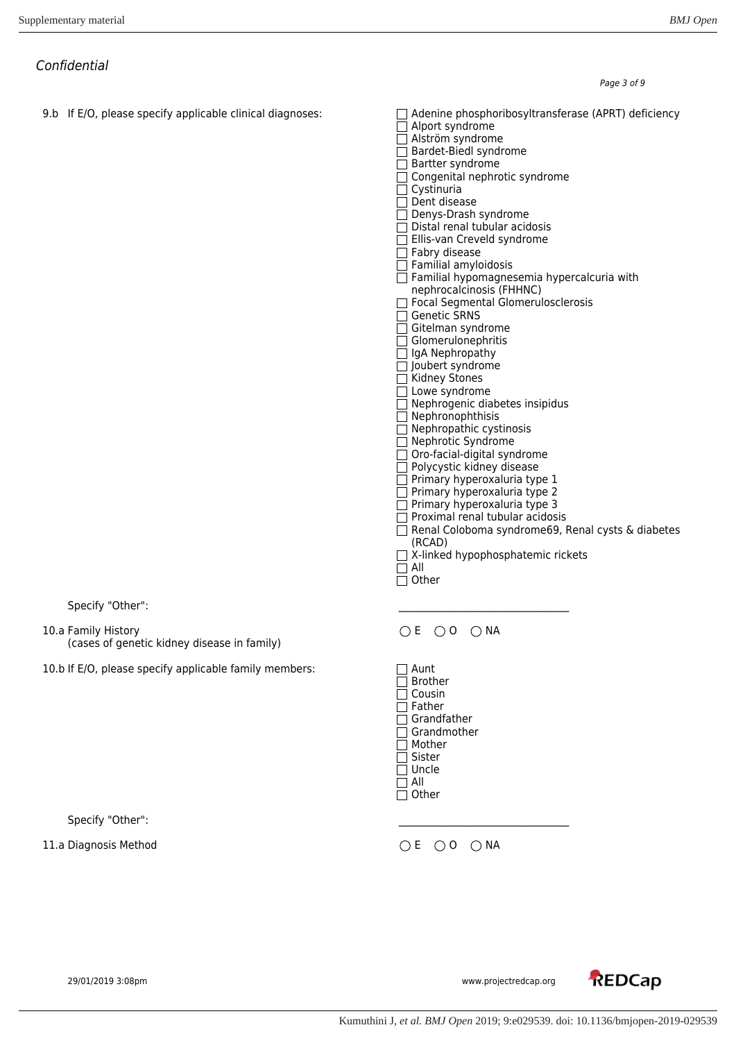*Confidential*

9.b If E/O, please specify applicable clinical diagnoses:

- ☐ Adenine phosphoribosyltransferase (APRT) deficiency
- ☐ Alport syndrome
- ☐ Alström syndrome
- ☐ Bardet-Biedl syndrome
- ☐ Bartter syndrome
- ☐ Congenital nephrotic syndrome
- ☐ Cystinuria
- ☐ Dent disease
- ☐ Denys-Drash syndrome
- ☐ Distal renal tubular acidosis
- ☐ Ellis-van Creveld syndrome
- ☐ Fabry disease
- ☐ Familial amyloidosis
- ☐ Familial hypomagnesemia hypercalcuria with nephrocalcinosis (FHHNC)
- ☐ Focal Segmental Glomerulosclerosis
- ☐ Genetic SRNS
- ☐ Gitelman syndrome
- ☐ Glomerulonephritis
- ☐ IgA Nephropathy
- ☐ Joubert syndrome
- ☐ Kidney Stones
- ☐ Lowe syndrome
- ☐ Nephrogenic diabetes insipidus
- ☐ Nephronophthisis
- ☐ Nephropathic cystinosis
- ☐ Nephrotic Syndrome
- ☐ Oro-facial-digital syndrome
- ☐ Polycystic kidney disease
- ☐ Primary hyperoxaluria type 1
- ☐ Primary hyperoxaluria type 2
- ☐ Primary hyperoxaluria type 3
- ☐ Proximal renal tubular acidosis
- ☐ Renal Coloboma syndrome69, Renal cysts & diabetes (RCAD)
- ☐ X-linked hypophosphatemic rickets
- ☐ All
- ☐ Other

Specify "Other": ______________________________

10.a Family History (cases of genetic kidney disease in family) ○ E ○ O ○ NA

10.b If E/O, please specify applicable family members:

- ☐ Aunt
- ☐ Brother
- ☐ Cousin
- ☐ Father
- ☐ Grandfather
- ☐ Grandmother
- ☐ Mother
- ☐ Sister
- ☐ Uncle
- ☐ All
- ☐ Other

Specify "Other": ______________________________

11.a Diagnosis Method ○ E ○ O ○ NA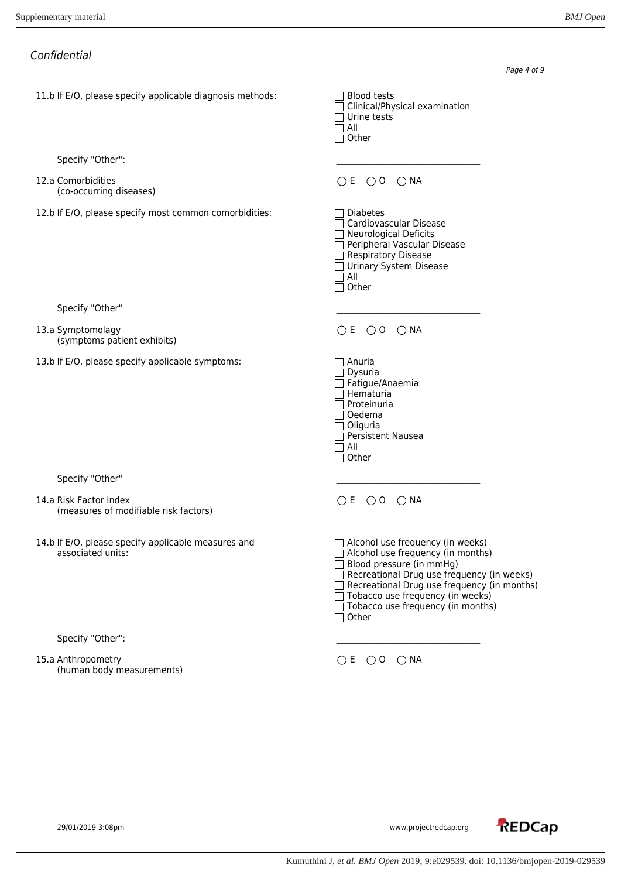*Confidential*

11.b If E/O, please specify applicable diagnosis methods:

- ☐ Blood tests
- ☐ Clinical/Physical examination
- ☐ Urine tests
- ☐ All
- ☐ Other

Specify "Other": \_\_\_\_\_\_\_\_\_\_\_\_\_\_\_\_\_\_\_\_\_\_\_\_\_\_\_\_\_\_

12.a Comorbidities
(co-occurring diseases)

○ E ○ O ○ NA

12.b If E/O, please specify most common comorbidities:

- ☐ Diabetes
- ☐ Cardiovascular Disease
- ☐ Neurological Deficits
- ☐ Peripheral Vascular Disease
- ☐ Respiratory Disease
- ☐ Urinary System Disease
- ☐ All
- ☐ Other

Specify "Other" \_\_\_\_\_\_\_\_\_\_\_\_\_\_\_\_\_\_\_\_\_\_\_\_\_\_\_\_\_\_

13.a Symptomology
(symptoms patient exhibits)

○ E ○ O ○ NA

13.b If E/O, please specify applicable symptoms:

- ☐ Anuria
- ☐ Dysuria
- ☐ Fatigue/Anaemia
- ☐ Hematuria
- ☐ Proteinuria
- ☐ Oedema
- ☐ Oliguria
- ☐ Persistent Nausea
- ☐ All
- ☐ Other

Specify "Other" \_\_\_\_\_\_\_\_\_\_\_\_\_\_\_\_\_\_\_\_\_\_\_\_\_\_\_\_\_\_

14.a Risk Factor Index
(measures of modifiable risk factors)

○ E ○ O ○ NA

14.b If E/O, please specify applicable measures and associated units:

- ☐ Alcohol use frequency (in weeks)
- ☐ Alcohol use frequency (in months)
- ☐ Blood pressure (in mmHg)
- ☐ Recreational Drug use frequency (in weeks)
- ☐ Recreational Drug use frequency (in months)
- ☐ Tobacco use frequency (in weeks)
- ☐ Tobacco use frequency (in months)
- ☐ Other

Specify "Other": \_\_\_\_\_\_\_\_\_\_\_\_\_\_\_\_\_\_\_\_\_\_\_\_\_\_\_\_\_\_

15.a Anthropometry
(human body measurements)

○ E ○ O ○ NA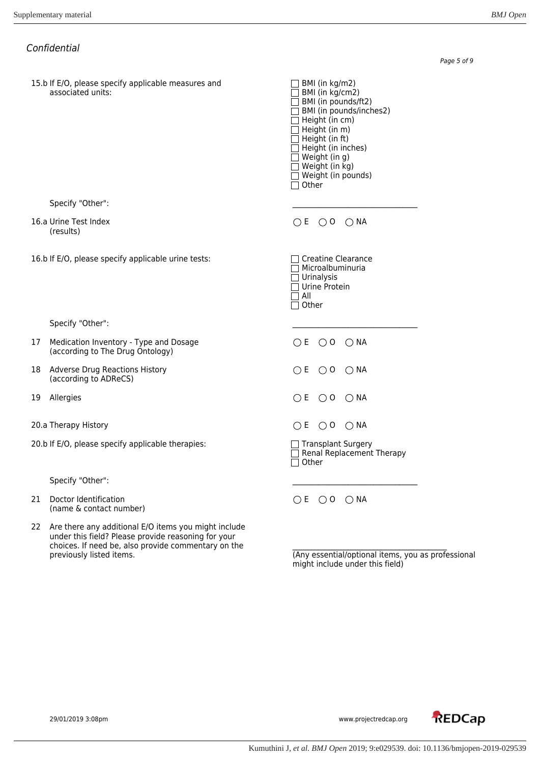*Confidential*

15.b If E/O, please specify applicable measures and associated units:

- ☐ BMI (in kg/m2)
- ☐ BMI (in kg/cm2)
- ☐ BMI (in pounds/ft2)
- ☐ BMI (in pounds/inches2)
- ☐ Height (in cm)
- ☐ Height (in m)
- ☐ Height (in ft)
- ☐ Height (in inches)
- ☐ Weight (in g)
- ☐ Weight (in kg)
- ☐ Weight (in pounds)
- ☐ Other

Specify "Other": ______________________________

16.a Urine Test Index (results) — ○ E ○ O ○ NA

16.b If E/O, please specify applicable urine tests:

- ☐ Creatine Clearance
- ☐ Microalbuminuria
- ☐ Urinalysis
- ☐ Urine Protein
- ☐ All
- ☐ Other

Specify "Other": ______________________________

17 Medication Inventory - Type and Dosage (according to The Drug Ontology) — ○ E ○ O ○ NA

18 Adverse Drug Reactions History (according to ADReCS) — ○ E ○ O ○ NA

19 Allergies — ○ E ○ O ○ NA

20.a Therapy History — ○ E ○ O ○ NA

20.b If E/O, please specify applicable therapies:

- ☐ Transplant Surgery
- ☐ Renal Replacement Therapy
- ☐ Other

Specify "Other": ______________________________

21 Doctor Identification (name & contact number) — ○ E ○ O ○ NA

22 Are there any additional E/O items you might include under this field? Please provide reasoning for your choices. If need be, also provide commentary on the previously listed items.

______________________________
(Any essential/optional items, you as professional might include under this field)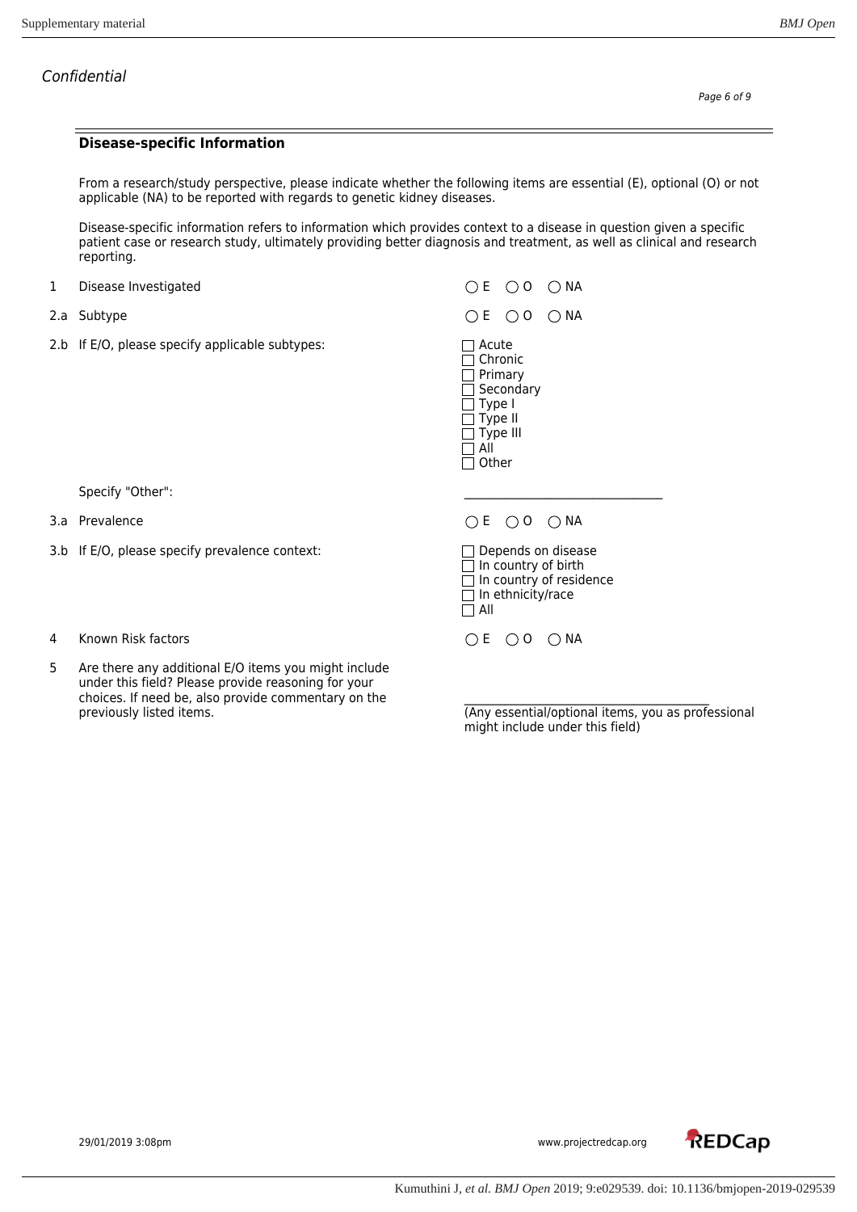*Confidential*

## Disease-specific Information

From a research/study perspective, please indicate whether the following items are essential (E), optional (O) or not applicable (NA) to be reported with regards to genetic kidney diseases.

Disease-specific information refers to information which provides context to a disease in question given a specific patient case or research study, ultimately providing better diagnosis and treatment, as well as clinical and research reporting.

| | | |
|---|---|---|
| 1 | Disease Investigated | ◯ E ◯ O ◯ NA |
| 2.a | Subtype | ◯ E ◯ O ◯ NA |
| 2.b | If E/O, please specify applicable subtypes: | ☐ Acute<br>☐ Chronic<br>☐ Primary<br>☐ Secondary<br>☐ Type I<br>☐ Type II<br>☐ Type III<br>☐ All<br>☐ Other |
| | Specify "Other": | ______________________________ |
| 3.a | Prevalence | ◯ E ◯ O ◯ NA |
| 3.b | If E/O, please specify prevalence context: | ☐ Depends on disease<br>☐ In country of birth<br>☐ In country of residence<br>☐ In ethnicity/race<br>☐ All |
| 4 | Known Risk factors | ◯ E ◯ O ◯ NA |
| 5 | Are there any additional E/O items you might include under this field? Please provide reasoning for your choices. If need be, also provide commentary on the previously listed items. | ______________________________<br>(Any essential/optional items, you as professional might include under this field) |

29/01/2019 3:08pm www.projectredcap.org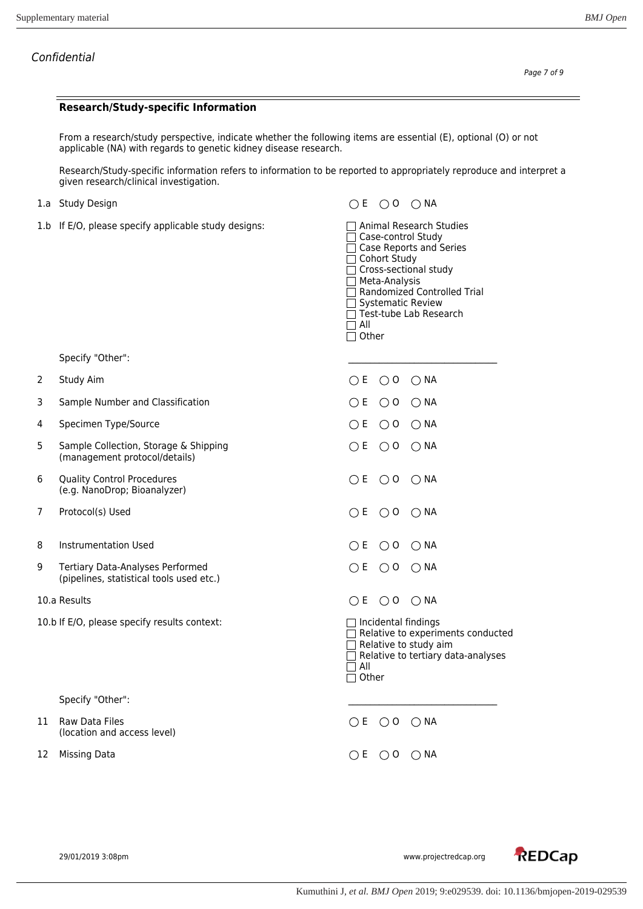*Confidential*

## Research/Study-specific Information

From a research/study perspective, indicate whether the following items are essential (E), optional (O) or not applicable (NA) with regards to genetic kidney disease research.

Research/Study-specific information refers to information to be reported to appropriately reproduce and interpret a given research/clinical investigation.

| | | |
|---|---|---|
| 1.a | Study Design | ◯ E ◯ O ◯ NA |
| 1.b | If E/O, please specify applicable study designs: | ☐ Animal Research Studies<br>☐ Case-control Study<br>☐ Case Reports and Series<br>☐ Cohort Study<br>☐ Cross-sectional study<br>☐ Meta-Analysis<br>☐ Randomized Controlled Trial<br>☐ Systematic Review<br>☐ Test-tube Lab Research<br>☐ All<br>☐ Other |
| | Specify "Other": | __________________________ |
| 2 | Study Aim | ◯ E ◯ O ◯ NA |
| 3 | Sample Number and Classification | ◯ E ◯ O ◯ NA |
| 4 | Specimen Type/Source | ◯ E ◯ O ◯ NA |
| 5 | Sample Collection, Storage & Shipping (management protocol/details) | ◯ E ◯ O ◯ NA |
| 6 | Quality Control Procedures (e.g. NanoDrop; Bioanalyzer) | ◯ E ◯ O ◯ NA |
| 7 | Protocol(s) Used | ◯ E ◯ O ◯ NA |
| 8 | Instrumentation Used | ◯ E ◯ O ◯ NA |
| 9 | Tertiary Data-Analyses Performed (pipelines, statistical tools used etc.) | ◯ E ◯ O ◯ NA |
| 10.a | Results | ◯ E ◯ O ◯ NA |
| 10.b | If E/O, please specify results context: | ☐ Incidental findings<br>☐ Relative to experiments conducted<br>☐ Relative to study aim<br>☐ Relative to tertiary data-analyses<br>☐ All<br>☐ Other |
| | Specify "Other": | __________________________ |
| 11 | Raw Data Files (location and access level) | ◯ E ◯ O ◯ NA |
| 12 | Missing Data | ◯ E ◯ O ◯ NA |

29/01/2019 3:08pm www.projectredcap.org REDCap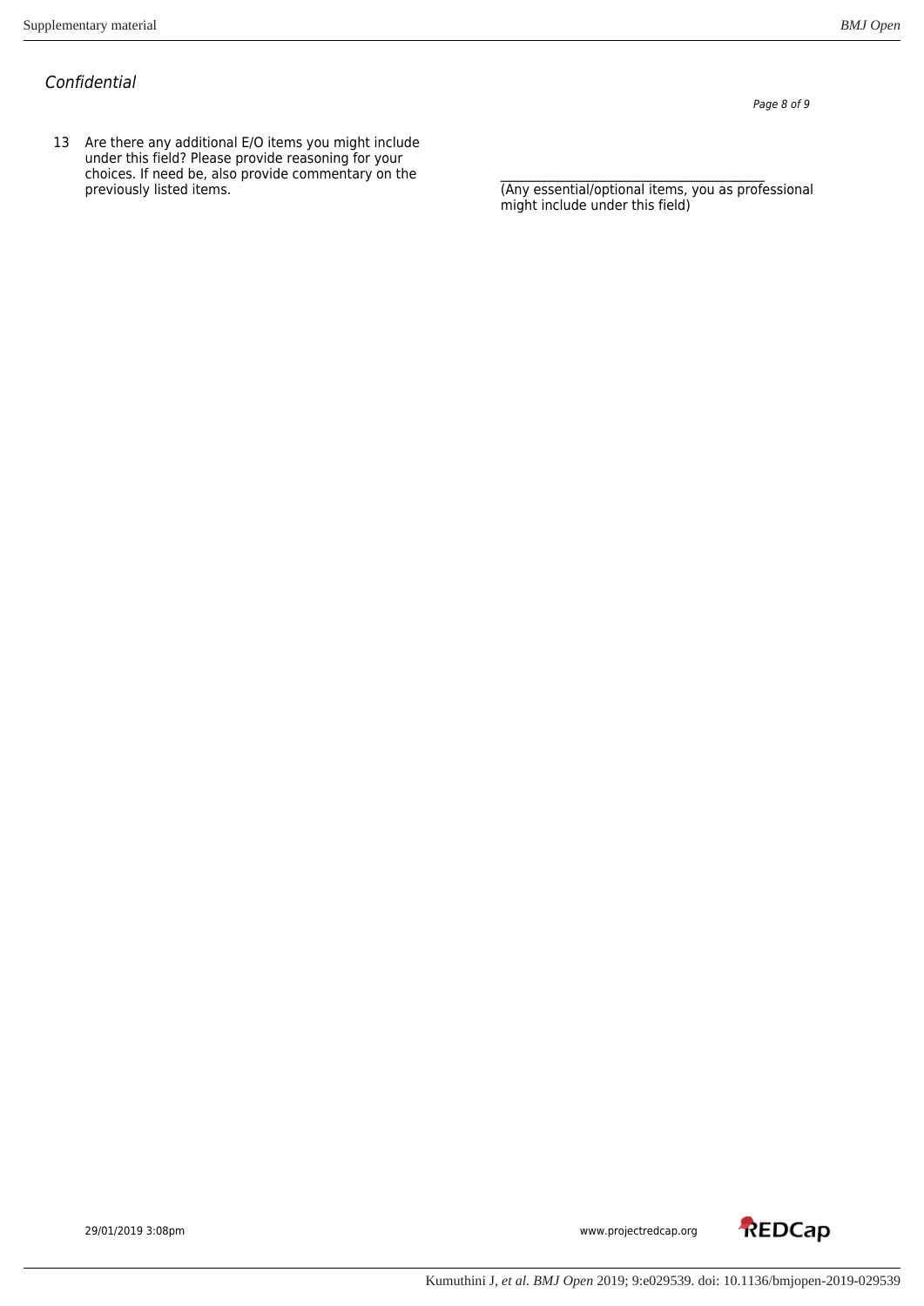*Confidential*

13 Are there any additional E/O items you might include under this field? Please provide reasoning for your choices. If need be, also provide commentary on the previously listed items.

__________________________________________
(Any essential/optional items, you as professional might include under this field)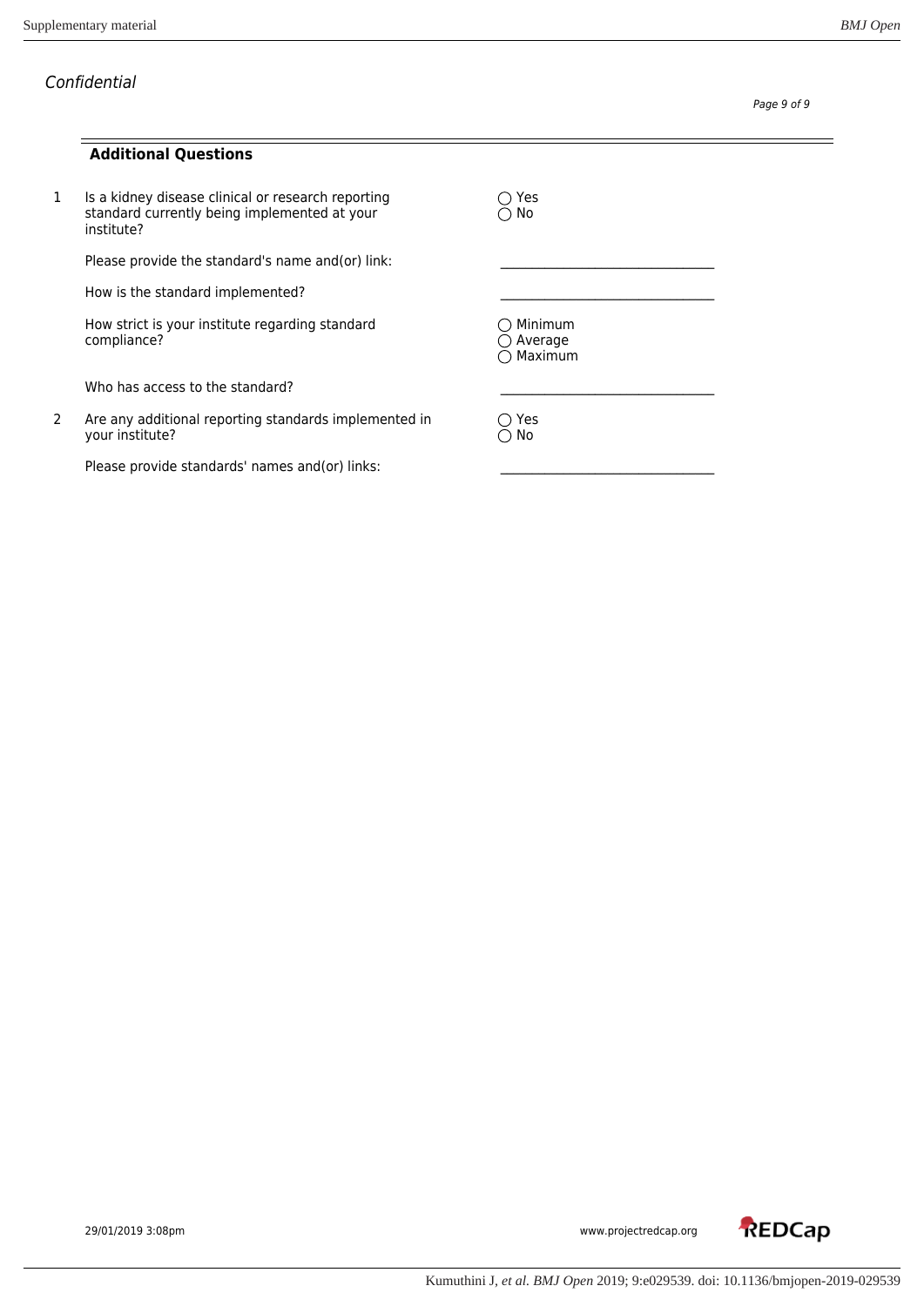*Confidential*

## Additional Questions

1. Is a kidney disease clinical or research reporting standard currently being implemented at your institute?

   ◯ Yes
   ◯ No

   Please provide the standard's name and(or) link: ______________________________

   How is the standard implemented? ______________________________

   How strict is your institute regarding standard compliance?

   ◯ Minimum
   ◯ Average
   ◯ Maximum

   Who has access to the standard? ______________________________

2. Are any additional reporting standards implemented in your institute?

   ◯ Yes
   ◯ No

   Please provide standards' names and(or) links: ______________________________

29/01/2019 3:08pm www.projectredcap.org REDCap